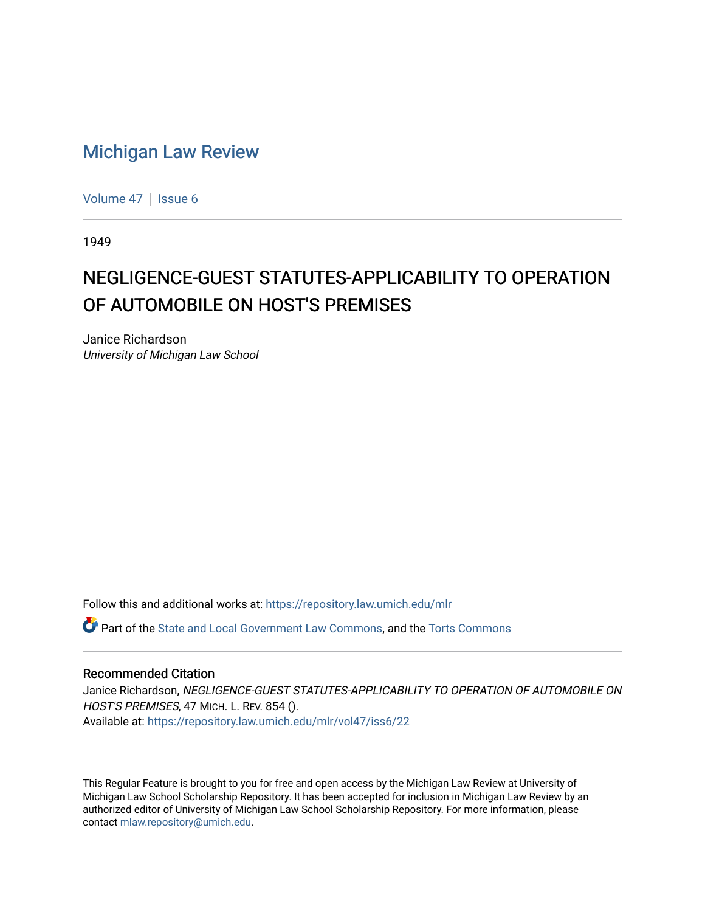# Michigan Law Review

Volume 47 | Issue 6

1949

## NEGLIGENCE-GUEST STATUTES-APPLICABILITY TO OPERATION OF AUTOMOBILE ON HOST'S PREMISES

Janice Richardson
*University of Michigan Law School*

Follow this and additional works at: https://repository.law.umich.edu/mlr

Part of the State and Local Government Law Commons, and the Torts Commons

### Recommended Citation

Janice Richardson, *NEGLIGENCE-GUEST STATUTES-APPLICABILITY TO OPERATION OF AUTOMOBILE ON HOST'S PREMISES*, 47 MICH. L. REV. 854 ().
Available at: https://repository.law.umich.edu/mlr/vol47/iss6/22

This Regular Feature is brought to you for free and open access by the Michigan Law Review at University of Michigan Law School Scholarship Repository. It has been accepted for inclusion in Michigan Law Review by an authorized editor of University of Michigan Law School Scholarship Repository. For more information, please contact mlaw.repository@umich.edu.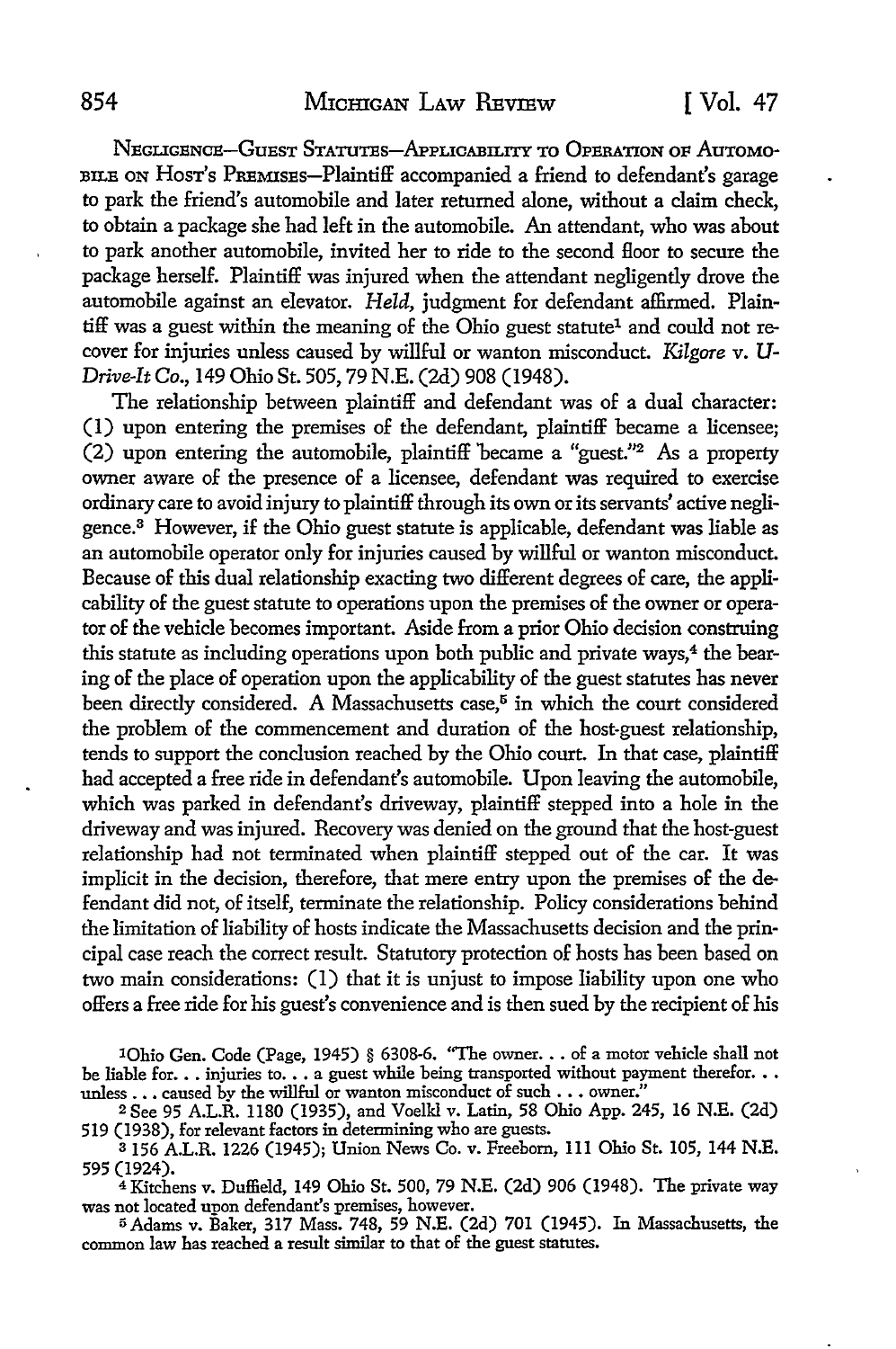NEGLIGENCE—GUEST STATUTES—APPLICABILITY TO OPERATION OF AUTOMOBILE ON HOST'S PREMISES—Plaintiff accompanied a friend to defendant's garage to park the friend's automobile and later returned alone, without a claim check, to obtain a package she had left in the automobile. An attendant, who was about to park another automobile, invited her to ride to the second floor to secure the package herself. Plaintiff was injured when the attendant negligently drove the automobile against an elevator. *Held*, judgment for defendant affirmed. Plaintiff was a guest within the meaning of the Ohio guest statute[1] and could not recover for injuries unless caused by willful or wanton misconduct. *Kilgore* v. *U-Drive-It Co.*, 149 Ohio St. 505, 79 N.E. (2d) 908 (1948).

The relationship between plaintiff and defendant was of a dual character: (1) upon entering the premises of the defendant, plaintiff became a licensee; (2) upon entering the automobile, plaintiff became a "guest."[2] As a property owner aware of the presence of a licensee, defendant was required to exercise ordinary care to avoid injury to plaintiff through its own or its servants' active negligence.[3] However, if the Ohio guest statute is applicable, defendant was liable as an automobile operator only for injuries caused by willful or wanton misconduct. Because of this dual relationship exacting two different degrees of care, the applicability of the guest statute to operations upon the premises of the owner or operator of the vehicle becomes important. Aside from a prior Ohio decision construing this statute as including operations upon both public and private ways,[4] the bearing of the place of operation upon the applicability of the guest statutes has never been directly considered. A Massachusetts case,[5] in which the court considered the problem of the commencement and duration of the host-guest relationship, tends to support the conclusion reached by the Ohio court. In that case, plaintiff had accepted a free ride in defendant's automobile. Upon leaving the automobile, which was parked in defendant's driveway, plaintiff stepped into a hole in the driveway and was injured. Recovery was denied on the ground that the host-guest relationship had not terminated when plaintiff stepped out of the car. It was implicit in the decision, therefore, that mere entry upon the premises of the defendant did not, of itself, terminate the relationship. Policy considerations behind the limitation of liability of hosts indicate the Massachusetts decision and the principal case reach the correct result. Statutory protection of hosts has been based on two main considerations: (1) that it is unjust to impose liability upon one who offers a free ride for his guest's convenience and is then sued by the recipient of his

---

[1] Ohio Gen. Code (Page, 1945) § 6308-6. "The owner. . . of a motor vehicle shall not be liable for. . . injuries to. . . a guest while being transported without payment therefor. . . unless . . . caused by the willful or wanton misconduct of such . . . owner."

[2] See 95 A.L.R. 1180 (1935), and Voelkl v. Latin, 58 Ohio App. 245, 16 N.E. (2d) 519 (1938), for relevant factors in determining who are guests.

[3] 156 A.L.R. 1226 (1945); Union News Co. v. Freeborn, 111 Ohio St. 105, 144 N.E. 595 (1924).

[4] Kitchens v. Duffield, 149 Ohio St. 500, 79 N.E. (2d) 906 (1948). The private way was not located upon defendant's premises, however.

[5] Adams v. Baker, 317 Mass. 748, 59 N.E. (2d) 701 (1945). In Massachusetts, the common law has reached a result similar to that of the guest statutes.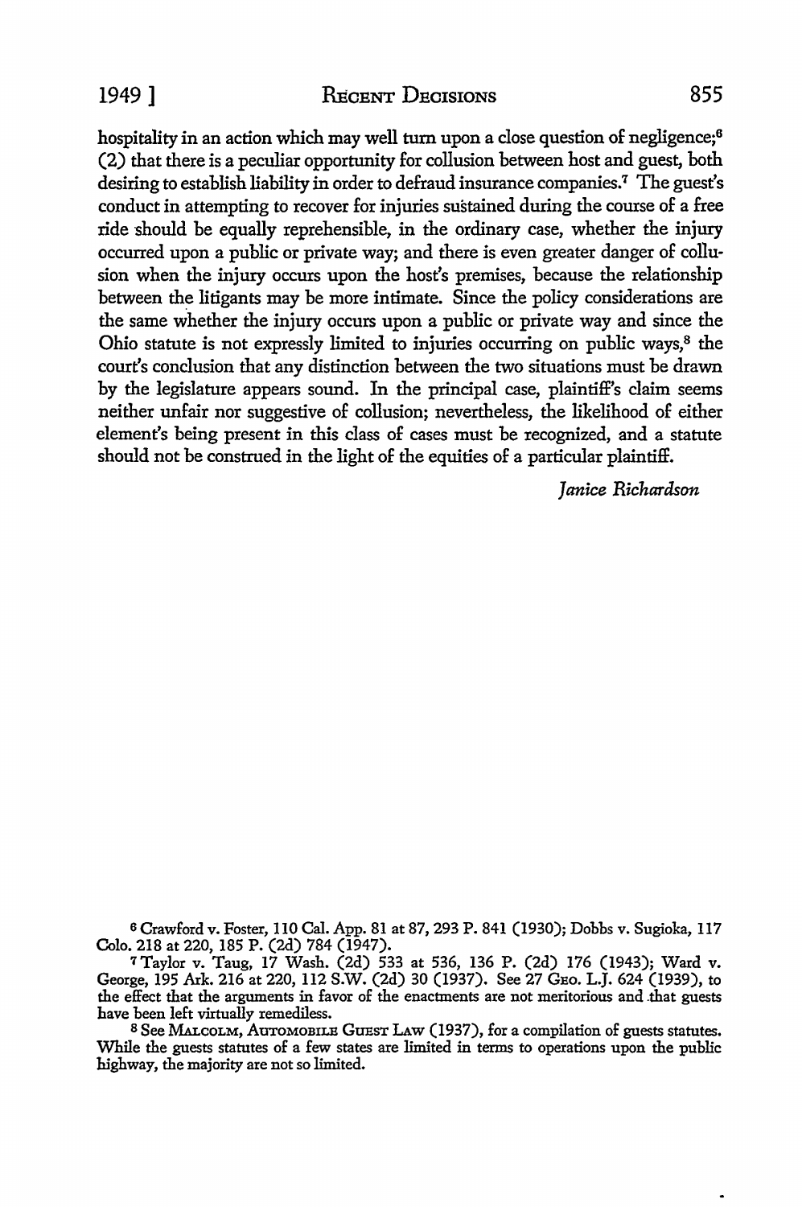hospitality in an action which may well turn upon a close question of negligence;[6] (2) that there is a peculiar opportunity for collusion between host and guest, both desiring to establish liability in order to defraud insurance companies.[7] The guest's conduct in attempting to recover for injuries sustained during the course of a free ride should be equally reprehensible, in the ordinary case, whether the injury occurred upon a public or private way; and there is even greater danger of collusion when the injury occurs upon the host's premises, because the relationship between the litigants may be more intimate. Since the policy considerations are the same whether the injury occurs upon a public or private way and since the Ohio statute is not expressly limited to injuries occurring on public ways,[8] the court's conclusion that any distinction between the two situations must be drawn by the legislature appears sound. In the principal case, plaintiff's claim seems neither unfair nor suggestive of collusion; nevertheless, the likelihood of either element's being present in this class of cases must be recognized, and a statute should not be construed in the light of the equities of a particular plaintiff.

*Janice Richardson*

---

[6] Crawford v. Foster, 110 Cal. App. 81 at 87, 293 P. 841 (1930); Dobbs v. Sugioka, 117 Colo. 218 at 220, 185 P. (2d) 784 (1947).

[7] Taylor v. Taug, 17 Wash. (2d) 533 at 536, 136 P. (2d) 176 (1943); Ward v. George, 195 Ark. 216 at 220, 112 S.W. (2d) 30 (1937). See 27 GEO. L.J. 624 (1939), to the effect that the arguments in favor of the enactments are not meritorious and that guests have been left virtually remediless.

[8] See MALCOLM, AUTOMOBILE GUEST LAW (1937), for a compilation of guests statutes. While the guests statutes of a few states are limited in terms to operations upon the public highway, the majority are not so limited.